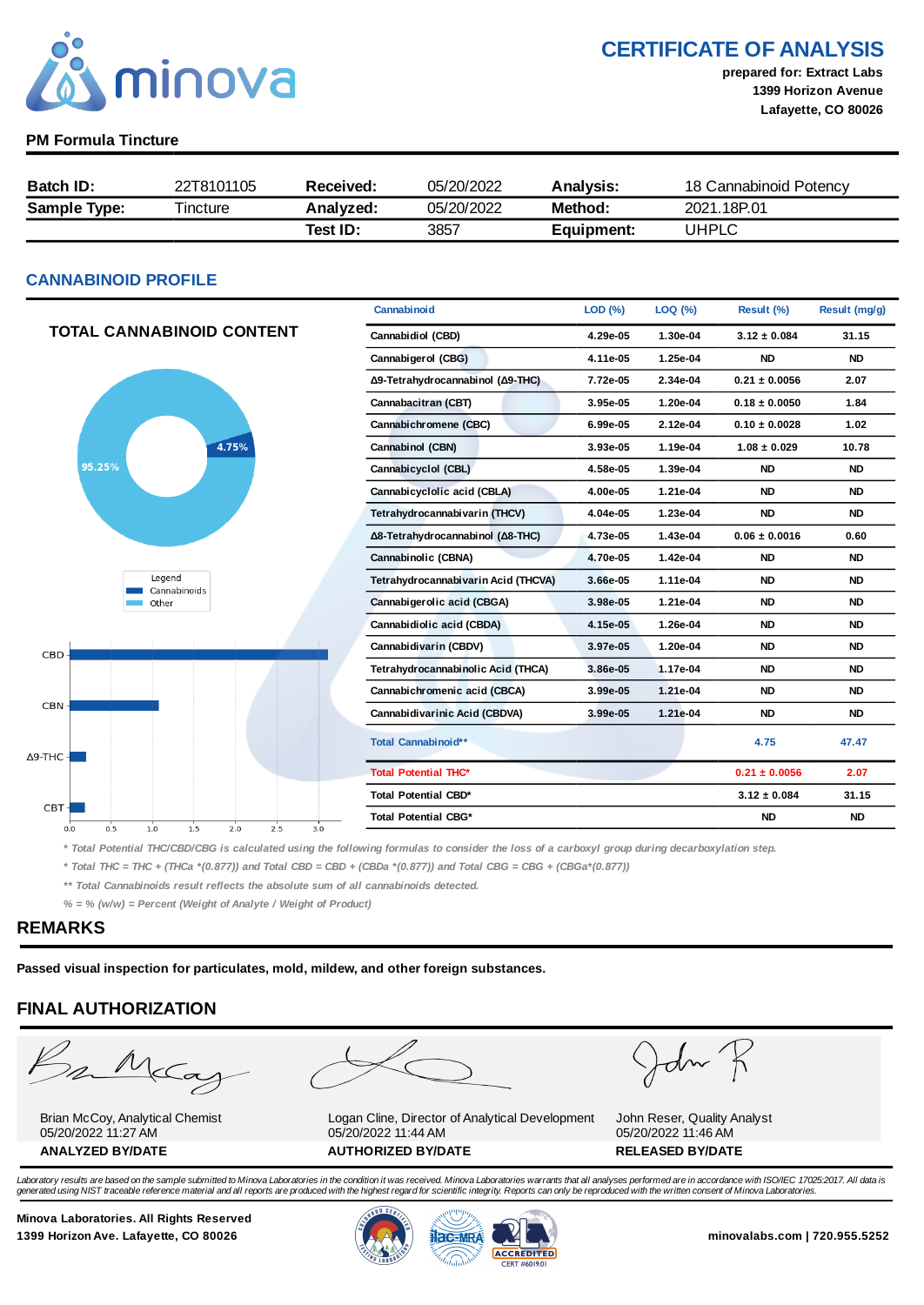# CERTIFICATE OF ANALYSIS

**prepared for: Extract Labs**
**1399 Horizon Avenue**
**Lafayette, CO 80026**

## PM Formula Tincture

| | | | | | |
|---|---|---|---|---|---|
| **Batch ID:** | 22T8101105 | **Received:** | 05/20/2022 | **Analysis:** | 18 Cannabinoid Potency |
| **Sample Type:** | Tincture | **Analyzed:** | 05/20/2022 | **Method:** | 2021.18P.01 |
| | | **Test ID:** | 3857 | **Equipment:** | UHPLC |

## CANNABINOID PROFILE

### TOTAL CANNABINOID CONTENT

Cannabinoids: 4.75%
Other: 95.25%

| Cannabinoid | LOD (%) | LOQ (%) | Result (%) | Result (mg/g) |
|---|---|---|---|---|
| Cannabidiol (CBD) | 4.29e-05 | 1.30e-04 | 3.12 ± 0.084 | 31.15 |
| Cannabigerol (CBG) | 4.11e-05 | 1.25e-04 | ND | ND |
| Δ9-Tetrahydrocannabinol (Δ9-THC) | 7.72e-05 | 2.34e-04 | 0.21 ± 0.0056 | 2.07 |
| Cannabacitran (CBT) | 3.95e-05 | 1.20e-04 | 0.18 ± 0.0050 | 1.84 |
| Cannabichromene (CBC) | 6.99e-05 | 2.12e-04 | 0.10 ± 0.0028 | 1.02 |
| Cannabinol (CBN) | 3.93e-05 | 1.19e-04 | 1.08 ± 0.029 | 10.78 |
| Cannabicyclol (CBL) | 4.58e-05 | 1.39e-04 | ND | ND |
| Cannabicyclolic acid (CBLA) | 4.00e-05 | 1.21e-04 | ND | ND |
| Tetrahydrocannabivarin (THCV) | 4.04e-05 | 1.23e-04 | ND | ND |
| Δ8-Tetrahydrocannabinol (Δ8-THC) | 4.73e-05 | 1.43e-04 | 0.06 ± 0.0016 | 0.60 |
| Cannabinolic (CBNA) | 4.70e-05 | 1.42e-04 | ND | ND |
| Tetrahydrocannabivarin Acid (THCVA) | 3.66e-05 | 1.11e-04 | ND | ND |
| Cannabigerolic acid (CBGA) | 3.98e-05 | 1.21e-04 | ND | ND |
| Cannabidiolic acid (CBDA) | 4.15e-05 | 1.26e-04 | ND | ND |
| Cannabidivarin (CBDV) | 3.97e-05 | 1.20e-04 | ND | ND |
| Tetrahydrocannabinolic Acid (THCA) | 3.86e-05 | 1.17e-04 | ND | ND |
| Cannabichromenic acid (CBCA) | 3.99e-05 | 1.21e-04 | ND | ND |
| Cannabidivarinic Acid (CBDVA) | 3.99e-05 | 1.21e-04 | ND | ND |
| **Total Cannabinoid**** | | | **4.75** | **47.47** |
| **Total Potential THC*** | | | **0.21 ± 0.0056** | **2.07** |
| **Total Potential CBD*** | | | **3.12 ± 0.084** | **31.15** |
| **Total Potential CBG*** | | | **ND** | **ND** |

*\* Total Potential THC/CBD/CBG is calculated using the following formulas to consider the loss of a carboxyl group during decarboxylation step.*

*\* Total THC = THC + (THCa \*(0.877)) and Total CBD = CBD + (CBDa \*(0.877)) and Total CBG = CBG + (CBGa\*(0.877))*

*\*\* Total Cannabinoids result reflects the absolute sum of all cannabinoids detected.*

*% = % (w/w) = Percent (Weight of Analyte / Weight of Product)*

## REMARKS

**Passed visual inspection for particulates, mold, mildew, and other foreign substances.**

## FINAL AUTHORIZATION

| Brian McCoy, Analytical Chemist<br>05/20/2022 11:27 AM | Logan Cline, Director of Analytical Development<br>05/20/2022 11:44 AM | John Reser, Quality Analyst<br>05/20/2022 11:46 AM |
|---|---|---|
| **ANALYZED BY/DATE** | **AUTHORIZED BY/DATE** | **RELEASED BY/DATE** |

*Laboratory results are based on the sample submitted to Minova Laboratories in the condition it was received. Minova Laboratories warrants that all analyses performed are in accordance with ISO/IEC 17025:2017. All data is generated using NIST traceable reference material and all reports are produced with the highest regard for scientific integrity. Reports can only be reproduced with the written consent of Minova Laboratories.*

**Minova Laboratories. All Rights Reserved**
**1399 Horizon Ave. Lafayette, CO 80026**

**minovalabs.com | 720.955.5252**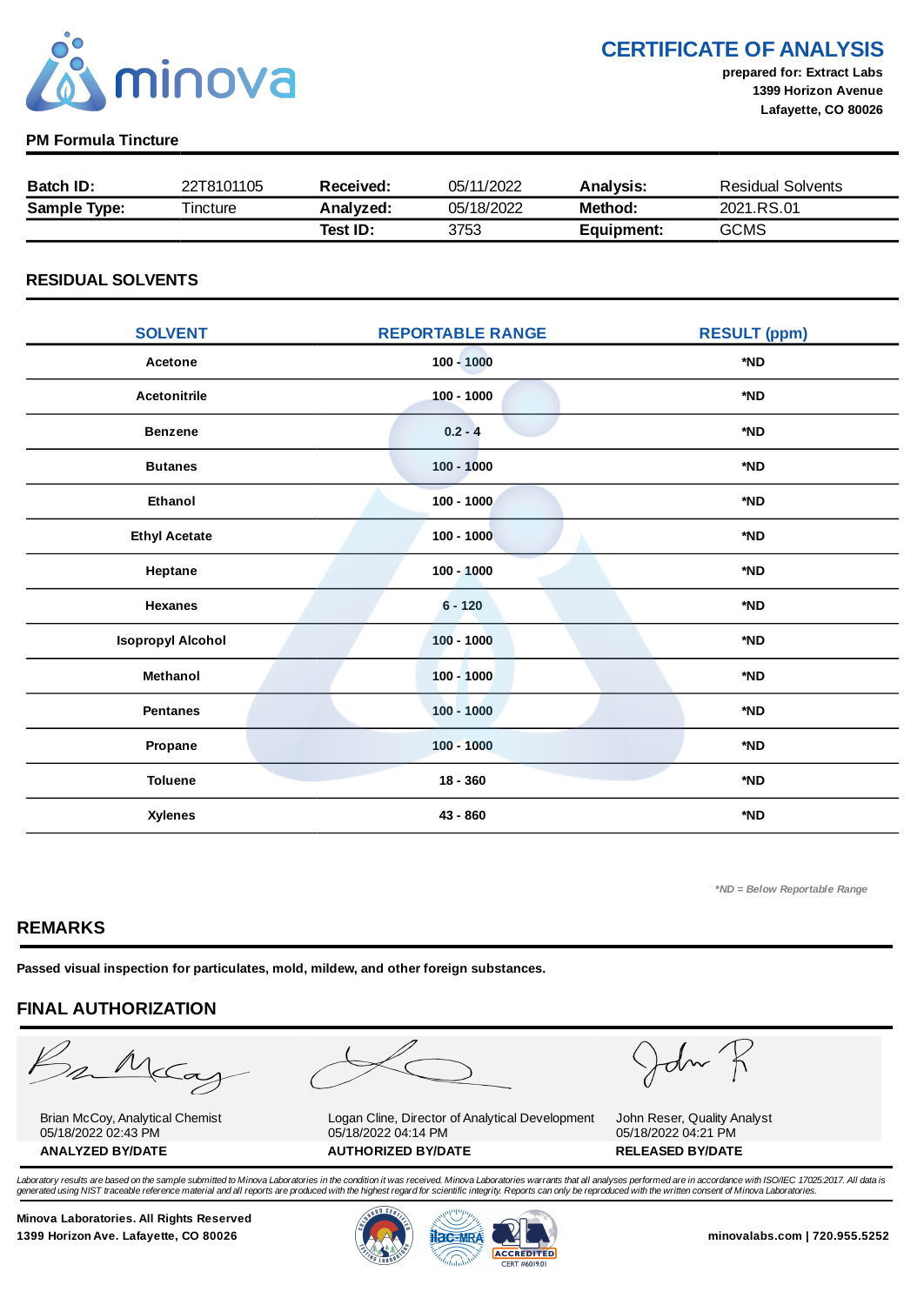# CERTIFICATE OF ANALYSIS

**prepared for: Extract Labs**
**1399 Horizon Avenue**
**Lafayette, CO 80026**

**PM Formula Tincture**

| **Batch ID:** | 22T8101105 | **Received:** | 05/11/2022 | **Analysis:** | Residual Solvents |
|---|---|---|---|---|---|
| **Sample Type:** | Tincture | **Analyzed:** | 05/18/2022 | **Method:** | 2021.RS.01 |
| | | **Test ID:** | 3753 | **Equipment:** | GCMS |

## RESIDUAL SOLVENTS

| SOLVENT | REPORTABLE RANGE | RESULT (ppm) |
|---|---|---|
| Acetone | 100 - 1000 | *ND |
| Acetonitrile | 100 - 1000 | *ND |
| Benzene | 0.2 - 4 | *ND |
| Butanes | 100 - 1000 | *ND |
| Ethanol | 100 - 1000 | *ND |
| Ethyl Acetate | 100 - 1000 | *ND |
| Heptane | 100 - 1000 | *ND |
| Hexanes | 6 - 120 | *ND |
| Isopropyl Alcohol | 100 - 1000 | *ND |
| Methanol | 100 - 1000 | *ND |
| Pentanes | 100 - 1000 | *ND |
| Propane | 100 - 1000 | *ND |
| Toluene | 18 - 360 | *ND |
| Xylenes | 43 - 860 | *ND |

*\*ND = Below Reportable Range*

## REMARKS

**Passed visual inspection for particulates, mold, mildew, and other foreign substances.**

## FINAL AUTHORIZATION

| Brian McCoy, Analytical Chemist<br>05/18/2022 02:43 PM | Logan Cline, Director of Analytical Development<br>05/18/2022 04:14 PM | John Reser, Quality Analyst<br>05/18/2022 04:21 PM |
|---|---|---|
| **ANALYZED BY/DATE** | **AUTHORIZED BY/DATE** | **RELEASED BY/DATE** |

*Laboratory results are based on the sample submitted to Minova Laboratories in the condition it was received. Minova Laboratories warrants that all analyses performed are in accordance with ISO/IEC 17025:2017. All data is generated using NIST traceable reference material and all reports are produced with the highest regard for scientific integrity. Reports can only be reproduced with the written consent of Minova Laboratories.*

**Minova Laboratories. All Rights Reserved**
**1399 Horizon Ave. Lafayette, CO 80026**

ACCREDITED CERT #6019.01

**minovalabs.com | 720.955.5252**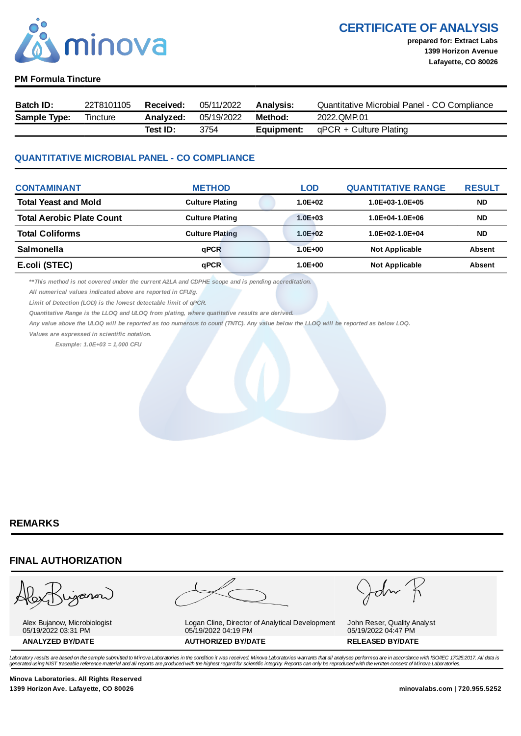**CERTIFICATE OF ANALYSIS**

**prepared for: Extract Labs**
**1399 Horizon Avenue**
**Lafayette, CO 80026**

**PM Formula Tincture**

| **Batch ID:** | 22T8101105 | **Received:** | 05/11/2022 | **Analysis:** | Quantitative Microbial Panel - CO Compliance |
|---|---|---|---|---|---|
| **Sample Type:** | Tincture | **Analyzed:** | 05/19/2022 | **Method:** | 2022.QMP.01 |
| | | **Test ID:** | 3754 | **Equipment:** | qPCR + Culture Plating |

## QUANTITATIVE MICROBIAL PANEL - CO COMPLIANCE

| CONTAMINANT | METHOD | LOD | QUANTITATIVE RANGE | RESULT |
|---|---|---|---|---|
| Total Yeast and Mold | Culture Plating | 1.0E+02 | 1.0E+03-1.0E+05 | ND |
| Total Aerobic Plate Count | Culture Plating | 1.0E+03 | 1.0E+04-1.0E+06 | ND |
| Total Coliforms | Culture Plating | 1.0E+02 | 1.0E+02-1.0E+04 | ND |
| Salmonella | qPCR | 1.0E+00 | Not Applicable | Absent |
| E.coli (STEC) | qPCR | 1.0E+00 | Not Applicable | Absent |

*\*\*This method is not covered under the current A2LA and CDPHE scope and is pending accreditation.*

*All numerical values indicated above are reported in CFU/g.*

*Limit of Detection (LOD) is the lowest detectable limit of qPCR.*

*Quantitative Range is the LLOQ and ULOQ from plating, where quatitative results are derived.*

*Any value above the ULOQ will be reported as too numerous to count (TNTC). Any value below the LLOQ will be reported as below LOQ.*

*Values are expressed in scientific notation.*

*Example: 1.0E+03 = 1,000 CFU*

## REMARKS

## FINAL AUTHORIZATION

| Alex Bujanow, Microbiologist 05/19/2022 03:31 PM | Logan Cline, Director of Analytical Development 05/19/2022 04:19 PM | John Reser, Quality Analyst 05/19/2022 04:47 PM |
|---|---|---|
| **ANALYZED BY/DATE** | **AUTHORIZED BY/DATE** | **RELEASED BY/DATE** |

*Laboratory results are based on the sample submitted to Minova Laboratories in the condition it was received. Minova Laboratories warrants that all analyses performed are in accordance with ISO/IEC 17025:2017. All data is generated using NIST traceable reference material and all reports are produced with the highest regard for scientific integrity. Reports can only be reproduced with the written consent of Minova Laboratories.*

**Minova Laboratories. All Rights Reserved**
**1399 Horizon Ave. Lafayette, CO 80026**

**minovalabs.com | 720.955.5252**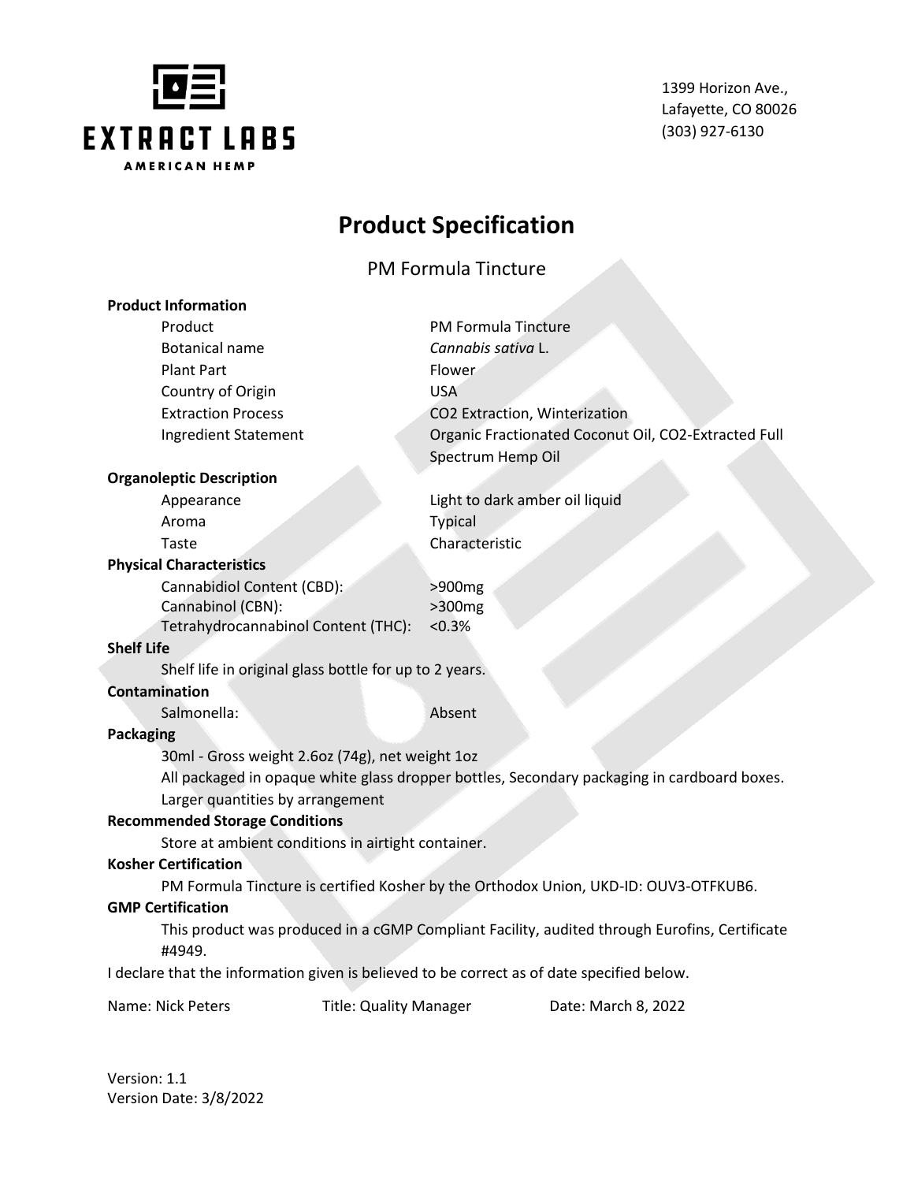EXTRACT LABS
AMERICAN HEMP

1399 Horizon Ave.,
Lafayette, CO 80026
(303) 927-6130

# Product Specification

## PM Formula Tincture

**Product Information**

| | |
|---|---|
| Product | PM Formula Tincture |
| Botanical name | *Cannabis sativa* L. |
| Plant Part | Flower |
| Country of Origin | USA |
| Extraction Process | $CO_2$ Extraction, Winterization |
| Ingredient Statement | Organic Fractionated Coconut Oil, $CO_2$-Extracted Full Spectrum Hemp Oil |

**Organoleptic Description**

| | |
|---|---|
| Appearance | Light to dark amber oil liquid |
| Aroma | Typical |
| Taste | Characteristic |

**Physical Characteristics**

| | |
|---|---|
| Cannabidiol Content (CBD): | >900mg |
| Cannabinol (CBN): | >300mg |
| Tetrahydrocannabinol Content (THC): | <0.3% |

**Shelf Life**

Shelf life in original glass bottle for up to 2 years.

**Contamination**

| | |
|---|---|
| Salmonella: | Absent |

**Packaging**

30ml - Gross weight 2.6oz (74g), net weight 1oz

All packaged in opaque white glass dropper bottles, Secondary packaging in cardboard boxes.

Larger quantities by arrangement

**Recommended Storage Conditions**

Store at ambient conditions in airtight container.

**Kosher Certification**

PM Formula Tincture is certified Kosher by the Orthodox Union, UKD-ID: OUV3-OTFKUB6.

**GMP Certification**

This product was produced in a cGMP Compliant Facility, audited through Eurofins, Certificate #4949.

I declare that the information given is believed to be correct as of date specified below.

Name: Nick Peters    Title: Quality Manager    Date: March 8, 2022

Version: 1.1
Version Date: 3/8/2022